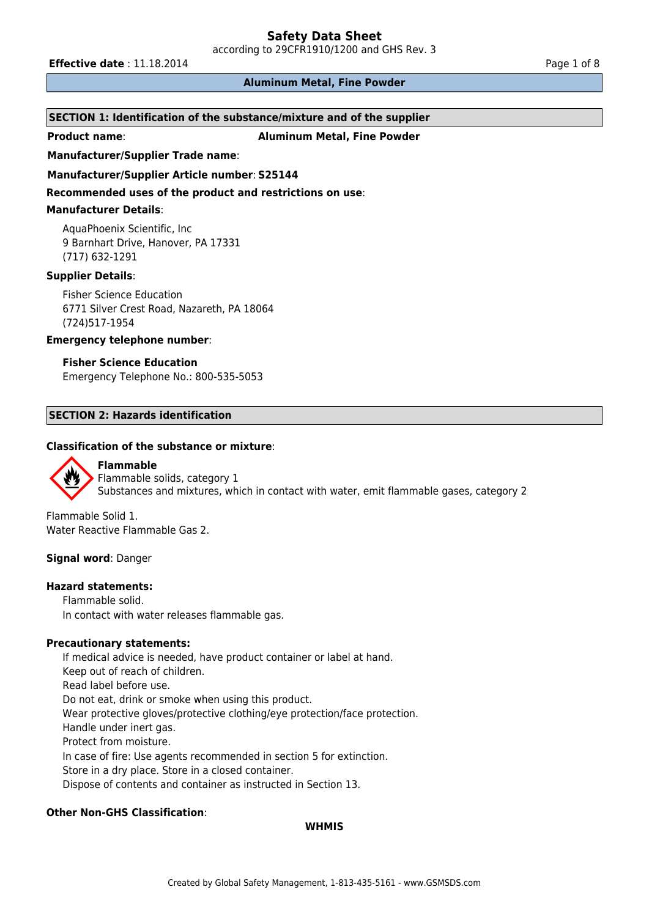# Safety Data Sheet

according to 29CFR1910/1200 and GHS Rev. 3

**Effective date** : 11.18.2014

**Aluminum Metal, Fine Powder**

## SECTION 1: Identification of the substance/mixture and of the supplier

**Product name**: **Aluminum Metal, Fine Powder**

**Manufacturer/Supplier Trade name**:

**Manufacturer/Supplier Article number**: **S25144**

**Recommended uses of the product and restrictions on use**:

**Manufacturer Details**:

AquaPhoenix Scientific, Inc
9 Barnhart Drive, Hanover, PA 17331
(717) 632-1291

**Supplier Details**:

Fisher Science Education
6771 Silver Crest Road, Nazareth, PA 18064
(724)517-1954

**Emergency telephone number**:

**Fisher Science Education**
Emergency Telephone No.: 800-535-5053

## SECTION 2: Hazards identification

**Classification of the substance or mixture**:

**Flammable**
Flammable solids, category 1
Substances and mixtures, which in contact with water, emit flammable gases, category 2

Flammable Solid 1.
Water Reactive Flammable Gas 2.

**Signal word**: Danger

**Hazard statements:**

Flammable solid.
In contact with water releases flammable gas.

**Precautionary statements:**

If medical advice is needed, have product container or label at hand.
Keep out of reach of children.
Read label before use.
Do not eat, drink or smoke when using this product.
Wear protective gloves/protective clothing/eye protection/face protection.
Handle under inert gas.
Protect from moisture.
In case of fire: Use agents recommended in section 5 for extinction.
Store in a dry place. Store in a closed container.
Dispose of contents and container as instructed in Section 13.

**Other Non-GHS Classification**:

**WHMIS**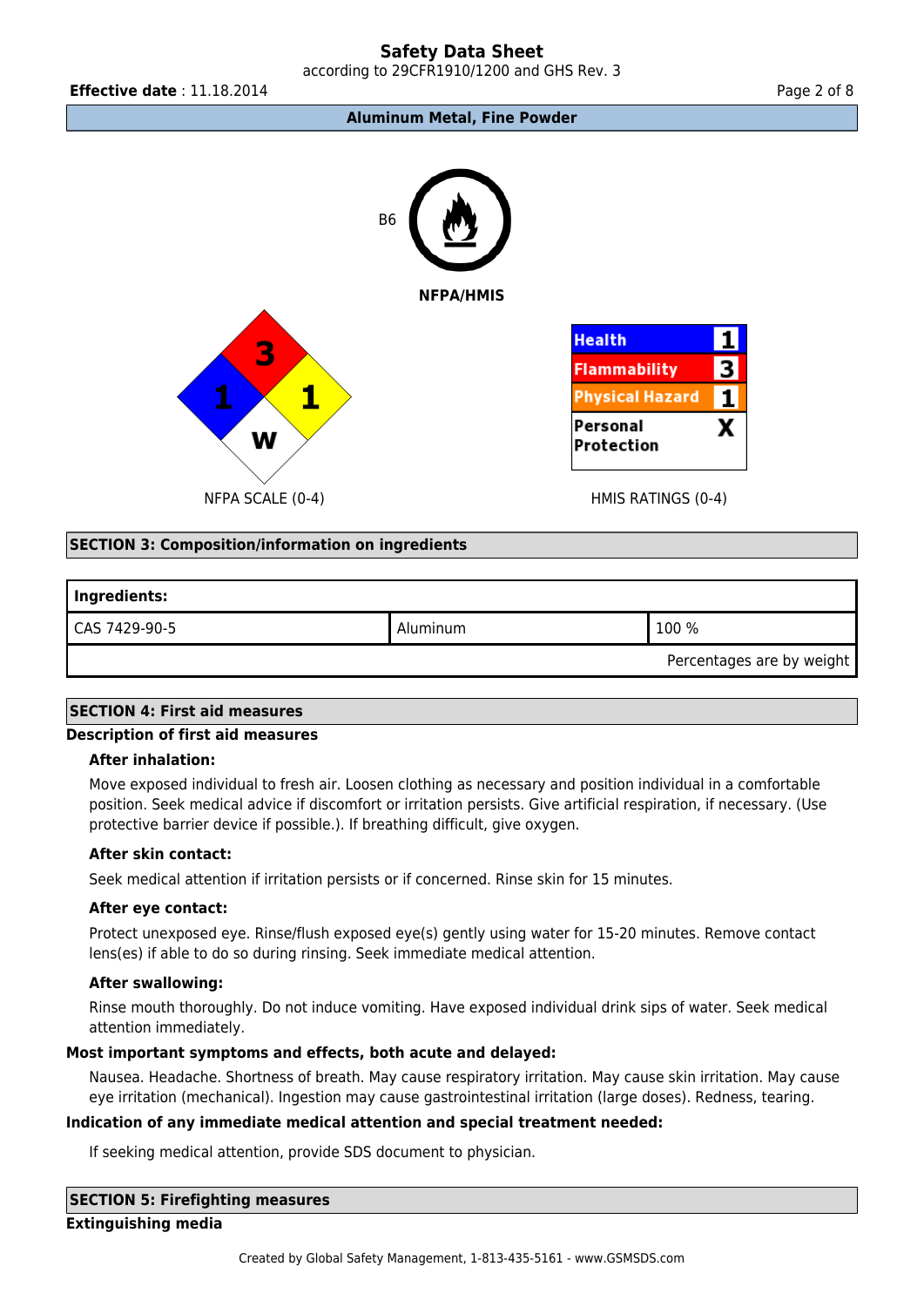B6

**NFPA/HMIS**

NFPA SCALE (0-4)

| | |
|---|---|
| Flammability (top, red) | 3 |
| Health (left, blue) | 1 |
| Reactivity (right, yellow) | 1 |
| Special (bottom, white) | W |

HMIS RATINGS (0-4)

| | |
|---|---|
| Health | 1 |
| Flammability | 3 |
| Physical Hazard | 1 |
| Personal Protection | X |

## SECTION 3: Composition/information on ingredients

| Ingredients: | | |
|---|---|---|
| CAS 7429-90-5 | Aluminum | 100 % |
| | | Percentages are by weight |

## SECTION 4: First aid measures

**Description of first aid measures**

**After inhalation:**

Move exposed individual to fresh air. Loosen clothing as necessary and position individual in a comfortable position. Seek medical advice if discomfort or irritation persists. Give artificial respiration, if necessary. (Use protective barrier device if possible.). If breathing difficult, give oxygen.

**After skin contact:**

Seek medical attention if irritation persists or if concerned. Rinse skin for 15 minutes.

**After eye contact:**

Protect unexposed eye. Rinse/flush exposed eye(s) gently using water for 15-20 minutes. Remove contact lens(es) if able to do so during rinsing. Seek immediate medical attention.

**After swallowing:**

Rinse mouth thoroughly. Do not induce vomiting. Have exposed individual drink sips of water. Seek medical attention immediately.

**Most important symptoms and effects, both acute and delayed:**

Nausea. Headache. Shortness of breath. May cause respiratory irritation. May cause skin irritation. May cause eye irritation (mechanical). Ingestion may cause gastrointestinal irritation (large doses). Redness, tearing.

**Indication of any immediate medical attention and special treatment needed:**

If seeking medical attention, provide SDS document to physician.

## SECTION 5: Firefighting measures

**Extinguishing media**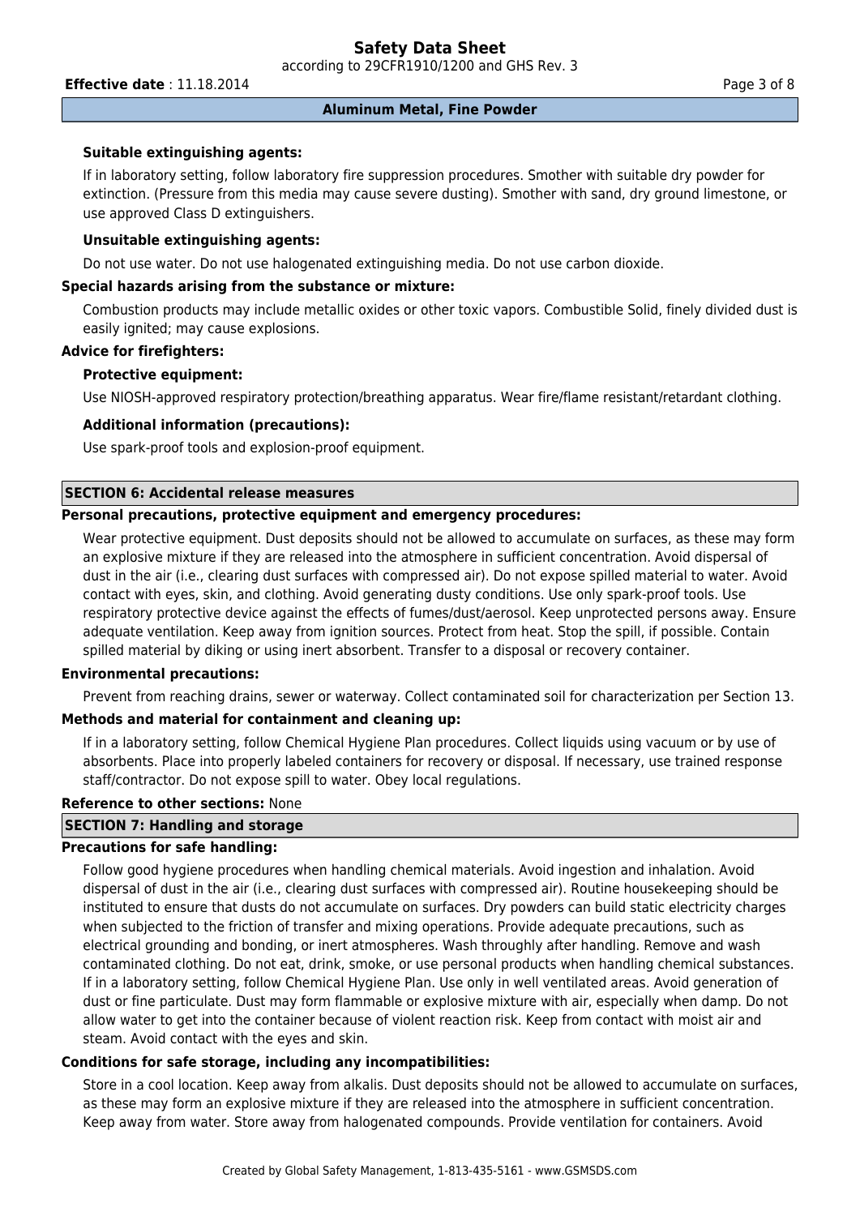**Suitable extinguishing agents:**

If in laboratory setting, follow laboratory fire suppression procedures. Smother with suitable dry powder for extinction. (Pressure from this media may cause severe dusting). Smother with sand, dry ground limestone, or use approved Class D extinguishers.

**Unsuitable extinguishing agents:**

Do not use water. Do not use halogenated extinguishing media. Do not use carbon dioxide.

**Special hazards arising from the substance or mixture:**

Combustion products may include metallic oxides or other toxic vapors. Combustible Solid, finely divided dust is easily ignited; may cause explosions.

**Advice for firefighters:**

**Protective equipment:**

Use NIOSH-approved respiratory protection/breathing apparatus. Wear fire/flame resistant/retardant clothing.

**Additional information (precautions):**

Use spark-proof tools and explosion-proof equipment.

## SECTION 6: Accidental release measures

**Personal precautions, protective equipment and emergency procedures:**

Wear protective equipment. Dust deposits should not be allowed to accumulate on surfaces, as these may form an explosive mixture if they are released into the atmosphere in sufficient concentration. Avoid dispersal of dust in the air (i.e., clearing dust surfaces with compressed air). Do not expose spilled material to water. Avoid contact with eyes, skin, and clothing. Avoid generating dusty conditions. Use only spark-proof tools. Use respiratory protective device against the effects of fumes/dust/aerosol. Keep unprotected persons away. Ensure adequate ventilation. Keep away from ignition sources. Protect from heat. Stop the spill, if possible. Contain spilled material by diking or using inert absorbent. Transfer to a disposal or recovery container.

**Environmental precautions:**

Prevent from reaching drains, sewer or waterway. Collect contaminated soil for characterization per Section 13.

**Methods and material for containment and cleaning up:**

If in a laboratory setting, follow Chemical Hygiene Plan procedures. Collect liquids using vacuum or by use of absorbents. Place into properly labeled containers for recovery or disposal. If necessary, use trained response staff/contractor. Do not expose spill to water. Obey local regulations.

**Reference to other sections:** None

## SECTION 7: Handling and storage

**Precautions for safe handling:**

Follow good hygiene procedures when handling chemical materials. Avoid ingestion and inhalation. Avoid dispersal of dust in the air (i.e., clearing dust surfaces with compressed air). Routine housekeeping should be instituted to ensure that dusts do not accumulate on surfaces. Dry powders can build static electricity charges when subjected to the friction of transfer and mixing operations. Provide adequate precautions, such as electrical grounding and bonding, or inert atmospheres. Wash throughly after handling. Remove and wash contaminated clothing. Do not eat, drink, smoke, or use personal products when handling chemical substances. If in a laboratory setting, follow Chemical Hygiene Plan. Use only in well ventilated areas. Avoid generation of dust or fine particulate. Dust may form flammable or explosive mixture with air, especially when damp. Do not allow water to get into the container because of violent reaction risk. Keep from contact with moist air and steam. Avoid contact with the eyes and skin.

**Conditions for safe storage, including any incompatibilities:**

Store in a cool location. Keep away from alkalis. Dust deposits should not be allowed to accumulate on surfaces, as these may form an explosive mixture if they are released into the atmosphere in sufficient concentration. Keep away from water. Store away from halogenated compounds. Provide ventilation for containers. Avoid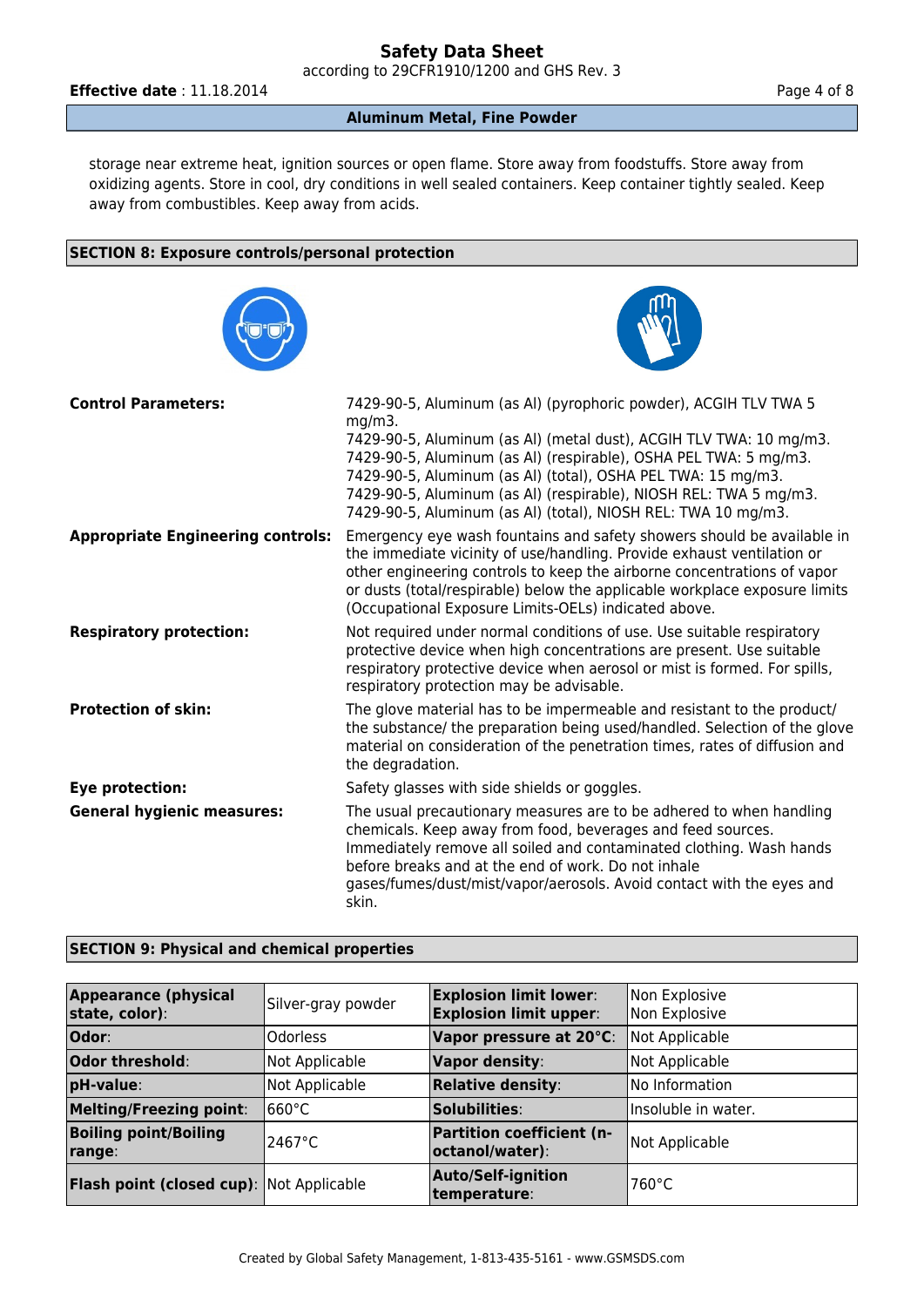storage near extreme heat, ignition sources or open flame. Store away from foodstuffs. Store away from oxidizing agents. Store in cool, dry conditions in well sealed containers. Keep container tightly sealed. Keep away from combustibles. Keep away from acids.

## SECTION 8: Exposure controls/personal protection

**Control Parameters:**
7429-90-5, Aluminum (as Al) (pyrophoric powder), ACGIH TLV TWA 5 mg/m3.
7429-90-5, Aluminum (as Al) (metal dust), ACGIH TLV TWA: 10 mg/m3.
7429-90-5, Aluminum (as Al) (respirable), OSHA PEL TWA: 5 mg/m3.
7429-90-5, Aluminum (as Al) (total), OSHA PEL TWA: 15 mg/m3.
7429-90-5, Aluminum (as Al) (respirable), NIOSH REL: TWA 5 mg/m3.
7429-90-5, Aluminum (as Al) (total), NIOSH REL: TWA 10 mg/m3.

**Appropriate Engineering controls:** Emergency eye wash fountains and safety showers should be available in the immediate vicinity of use/handling. Provide exhaust ventilation or other engineering controls to keep the airborne concentrations of vapor or dusts (total/respirable) below the applicable workplace exposure limits (Occupational Exposure Limits-OELs) indicated above.

**Respiratory protection:** Not required under normal conditions of use. Use suitable respiratory protective device when high concentrations are present. Use suitable respiratory protective device when aerosol or mist is formed. For spills, respiratory protection may be advisable.

**Protection of skin:** The glove material has to be impermeable and resistant to the product/ the substance/ the preparation being used/handled. Selection of the glove material on consideration of the penetration times, rates of diffusion and the degradation.

**Eye protection:** Safety glasses with side shields or goggles.

**General hygienic measures:** The usual precautionary measures are to be adhered to when handling chemicals. Keep away from food, beverages and feed sources. Immediately remove all soiled and contaminated clothing. Wash hands before breaks and at the end of work. Do not inhale gases/fumes/dust/mist/vapor/aerosols. Avoid contact with the eyes and skin.

## SECTION 9: Physical and chemical properties

| Property | Value | Property | Value |
|---|---|---|---|
| **Appearance (physical state, color)**: | Silver-gray powder | **Explosion limit lower**: **Explosion limit upper**: | Non Explosive Non Explosive |
| **Odor**: | Odorless | **Vapor pressure at 20°C**: | Not Applicable |
| **Odor threshold**: | Not Applicable | **Vapor density**: | Not Applicable |
| **pH-value**: | Not Applicable | **Relative density**: | No Information |
| **Melting/Freezing point**: | 660°C | **Solubilities**: | Insoluble in water. |
| **Boiling point/Boiling range**: | 2467°C | **Partition coefficient (n-octanol/water)**: | Not Applicable |
| **Flash point (closed cup)**: | Not Applicable | **Auto/Self-ignition temperature**: | 760°C |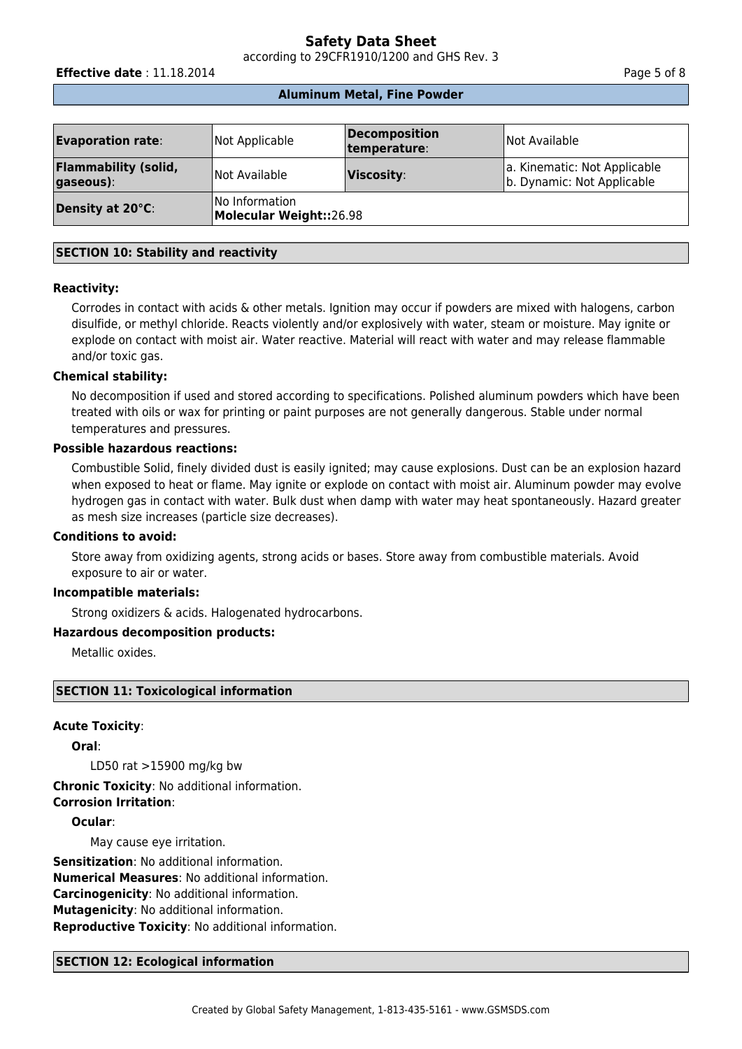| **Evaporation rate**: | Not Applicable | **Decomposition temperature**: | Not Available |
|---|---|---|---|
| **Flammability (solid, gaseous)**: | Not Available | **Viscosity**: | a. Kinematic: Not Applicable<br>b. Dynamic: Not Applicable |
| **Density at 20°C**: | No Information<br>**Molecular Weight::**26.98 | | |

## SECTION 10: Stability and reactivity

**Reactivity:**

Corrodes in contact with acids & other metals. Ignition may occur if powders are mixed with halogens, carbon disulfide, or methyl chloride. Reacts violently and/or explosively with water, steam or moisture. May ignite or explode on contact with moist air. Water reactive. Material will react with water and may release flammable and/or toxic gas.

**Chemical stability:**

No decomposition if used and stored according to specifications. Polished aluminum powders which have been treated with oils or wax for printing or paint purposes are not generally dangerous. Stable under normal temperatures and pressures.

**Possible hazardous reactions:**

Combustible Solid, finely divided dust is easily ignited; may cause explosions. Dust can be an explosion hazard when exposed to heat or flame. May ignite or explode on contact with moist air. Aluminum powder may evolve hydrogen gas in contact with water. Bulk dust when damp with water may heat spontaneously. Hazard greater as mesh size increases (particle size decreases).

**Conditions to avoid:**

Store away from oxidizing agents, strong acids or bases. Store away from combustible materials. Avoid exposure to air or water.

**Incompatible materials:**

Strong oxidizers & acids. Halogenated hydrocarbons.

**Hazardous decomposition products:**

Metallic oxides.

## SECTION 11: Toxicological information

**Acute Toxicity**:

**Oral**:

LD50 rat >15900 mg/kg bw

**Chronic Toxicity**: No additional information.

**Corrosion Irritation**:

**Ocular**:

May cause eye irritation.

**Sensitization**: No additional information.

**Numerical Measures**: No additional information.

**Carcinogenicity**: No additional information.

**Mutagenicity**: No additional information.

**Reproductive Toxicity**: No additional information.

## SECTION 12: Ecological information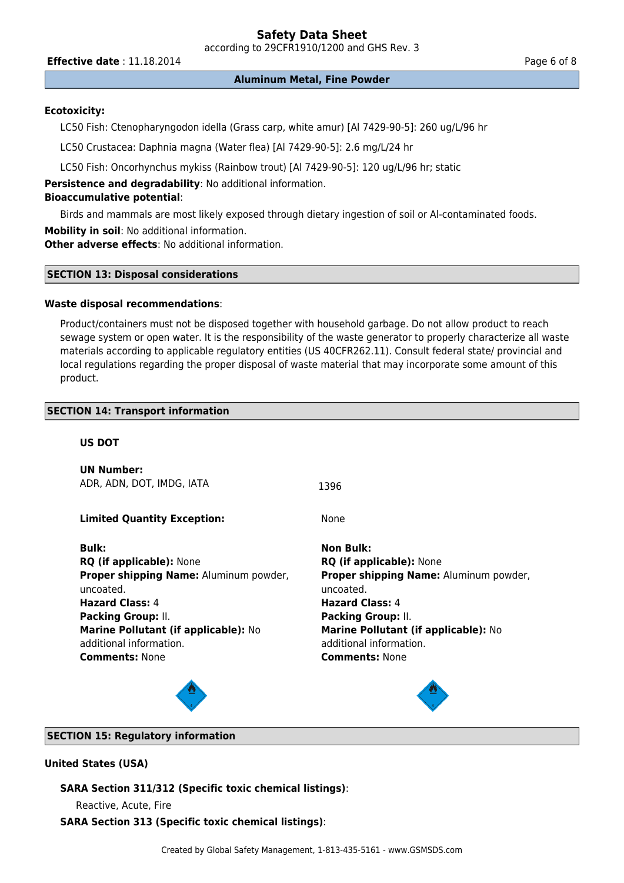**Ecotoxicity:**

LC50 Fish: Ctenopharyngodon idella (Grass carp, white amur) [Al 7429-90-5]: 260 ug/L/96 hr

LC50 Crustacea: Daphnia magna (Water flea) [Al 7429-90-5]: 2.6 mg/L/24 hr

LC50 Fish: Oncorhynchus mykiss (Rainbow trout) [Al 7429-90-5]: 120 ug/L/96 hr; static

**Persistence and degradability**: No additional information.

**Bioaccumulative potential**:

Birds and mammals are most likely exposed through dietary ingestion of soil or Al-contaminated foods.

**Mobility in soil**: No additional information.

**Other adverse effects**: No additional information.

## SECTION 13: Disposal considerations

**Waste disposal recommendations**:

Product/containers must not be disposed together with household garbage. Do not allow product to reach sewage system or open water. It is the responsibility of the waste generator to properly characterize all waste materials according to applicable regulatory entities (US 40CFR262.11). Consult federal state/ provincial and local regulations regarding the proper disposal of waste material that may incorporate some amount of this product.

## SECTION 14: Transport information

**US DOT**

**UN Number:**
ADR, ADN, DOT, IMDG, IATA — 1396

**Limited Quantity Exception:** None

**Bulk:**
**RQ (if applicable):** None
**Proper shipping Name:** Aluminum powder, uncoated.
**Hazard Class:** 4
**Packing Group:** II.
**Marine Pollutant (if applicable):** No additional information.
**Comments:** None

**Non Bulk:**
**RQ (if applicable):** None
**Proper shipping Name:** Aluminum powder, uncoated.
**Hazard Class:** 4
**Packing Group:** II.
**Marine Pollutant (if applicable):** No additional information.
**Comments:** None

## SECTION 15: Regulatory information

**United States (USA)**

**SARA Section 311/312 (Specific toxic chemical listings)**:

Reactive, Acute, Fire

**SARA Section 313 (Specific toxic chemical listings)**: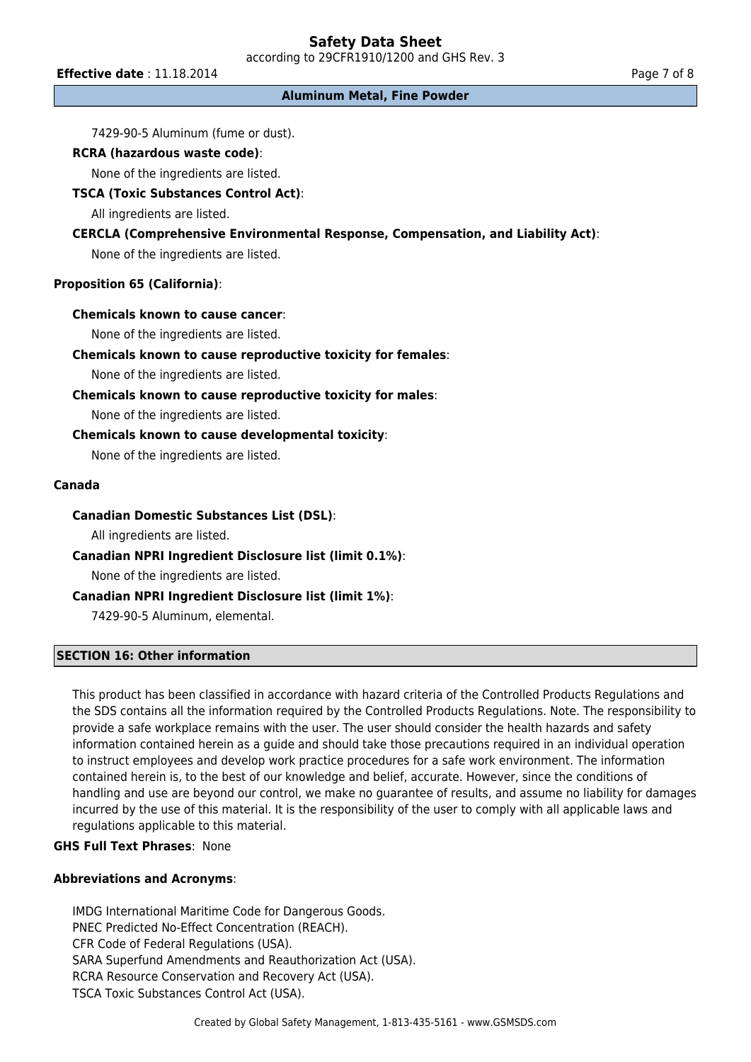7429-90-5 Aluminum (fume or dust).

**RCRA (hazardous waste code)**:

None of the ingredients are listed.

**TSCA (Toxic Substances Control Act)**:

All ingredients are listed.

**CERCLA (Comprehensive Environmental Response, Compensation, and Liability Act)**:

None of the ingredients are listed.

**Proposition 65 (California)**:

**Chemicals known to cause cancer**:

None of the ingredients are listed.

**Chemicals known to cause reproductive toxicity for females**:

None of the ingredients are listed.

**Chemicals known to cause reproductive toxicity for males**:

None of the ingredients are listed.

**Chemicals known to cause developmental toxicity**:

None of the ingredients are listed.

**Canada**

**Canadian Domestic Substances List (DSL)**:

All ingredients are listed.

**Canadian NPRI Ingredient Disclosure list (limit 0.1%)**:

None of the ingredients are listed.

**Canadian NPRI Ingredient Disclosure list (limit 1%)**:

7429-90-5 Aluminum, elemental.

## SECTION 16: Other information

This product has been classified in accordance with hazard criteria of the Controlled Products Regulations and the SDS contains all the information required by the Controlled Products Regulations. Note. The responsibility to provide a safe workplace remains with the user. The user should consider the health hazards and safety information contained herein as a guide and should take those precautions required in an individual operation to instruct employees and develop work practice procedures for a safe work environment. The information contained herein is, to the best of our knowledge and belief, accurate. However, since the conditions of handling and use are beyond our control, we make no guarantee of results, and assume no liability for damages incurred by the use of this material. It is the responsibility of the user to comply with all applicable laws and regulations applicable to this material.

**GHS Full Text Phrases**: None

**Abbreviations and Acronyms**:

IMDG International Maritime Code for Dangerous Goods.
PNEC Predicted No-Effect Concentration (REACH).
CFR Code of Federal Regulations (USA).
SARA Superfund Amendments and Reauthorization Act (USA).
RCRA Resource Conservation and Recovery Act (USA).
TSCA Toxic Substances Control Act (USA).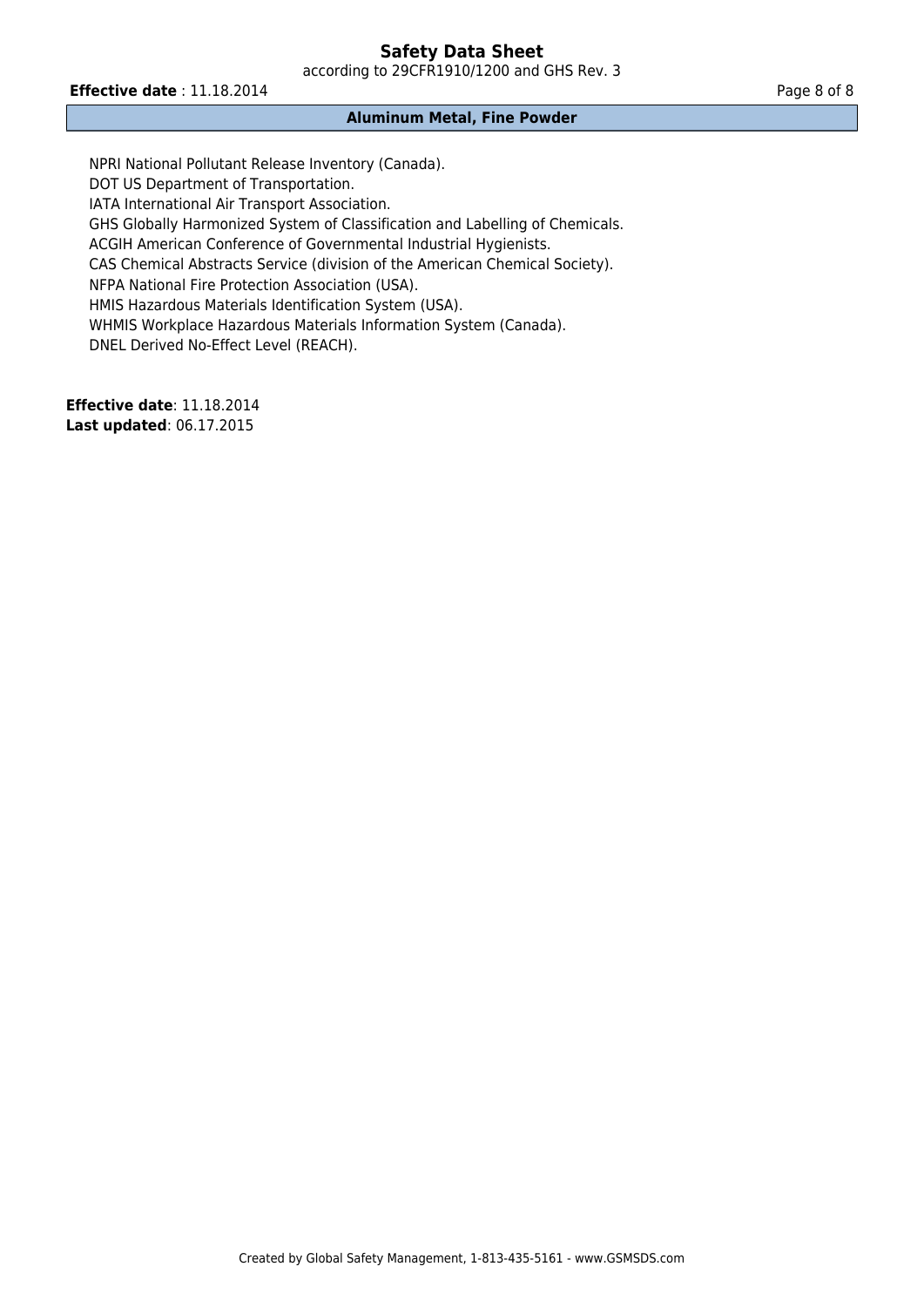NPRI National Pollutant Release Inventory (Canada).
DOT US Department of Transportation.
IATA International Air Transport Association.
GHS Globally Harmonized System of Classification and Labelling of Chemicals.
ACGIH American Conference of Governmental Industrial Hygienists.
CAS Chemical Abstracts Service (division of the American Chemical Society).
NFPA National Fire Protection Association (USA).
HMIS Hazardous Materials Identification System (USA).
WHMIS Workplace Hazardous Materials Information System (Canada).
DNEL Derived No-Effect Level (REACH).

**Effective date**: 11.18.2014
**Last updated**: 06.17.2015